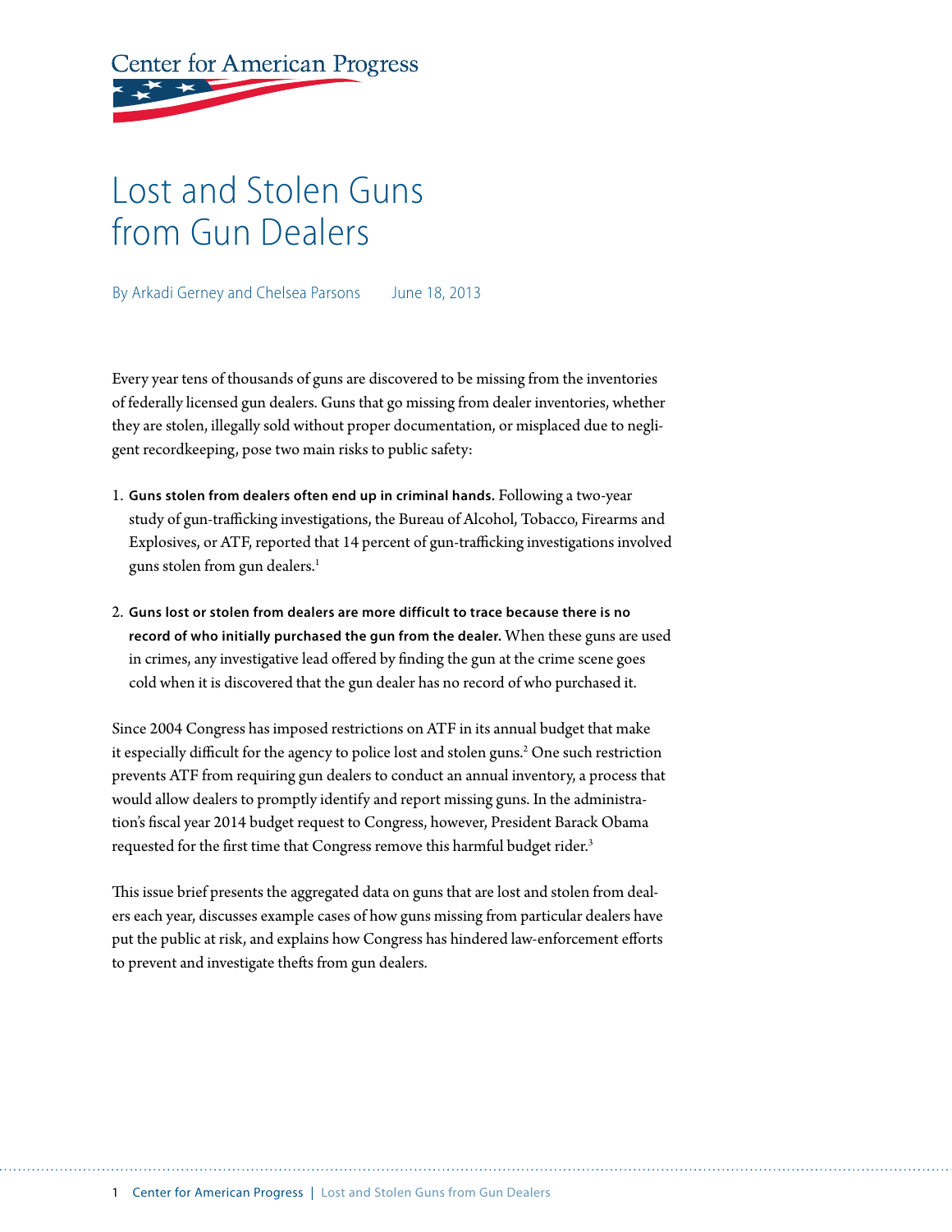Center for American Progress

# Lost and Stolen Guns from Gun Dealers

By Arkadi Gerney and Chelsea Parsons    June 18, 2013

Every year tens of thousands of guns are discovered to be missing from the inventories of federally licensed gun dealers. Guns that go missing from dealer inventories, whether they are stolen, illegally sold without proper documentation, or misplaced due to negligent recordkeeping, pose two main risks to public safety:

1. **Guns stolen from dealers often end up in criminal hands.** Following a two-year study of gun-trafficking investigations, the Bureau of Alcohol, Tobacco, Firearms and Explosives, or ATF, reported that 14 percent of gun-trafficking investigations involved guns stolen from gun dealers.[1]

2. **Guns lost or stolen from dealers are more difficult to trace because there is no record of who initially purchased the gun from the dealer.** When these guns are used in crimes, any investigative lead offered by finding the gun at the crime scene goes cold when it is discovered that the gun dealer has no record of who purchased it.

Since 2004 Congress has imposed restrictions on ATF in its annual budget that make it especially difficult for the agency to police lost and stolen guns.[2] One such restriction prevents ATF from requiring gun dealers to conduct an annual inventory, a process that would allow dealers to promptly identify and report missing guns. In the administration's fiscal year 2014 budget request to Congress, however, President Barack Obama requested for the first time that Congress remove this harmful budget rider.[3]

This issue brief presents the aggregated data on guns that are lost and stolen from dealers each year, discusses example cases of how guns missing from particular dealers have put the public at risk, and explains how Congress has hindered law-enforcement efforts to prevent and investigate thefts from gun dealers.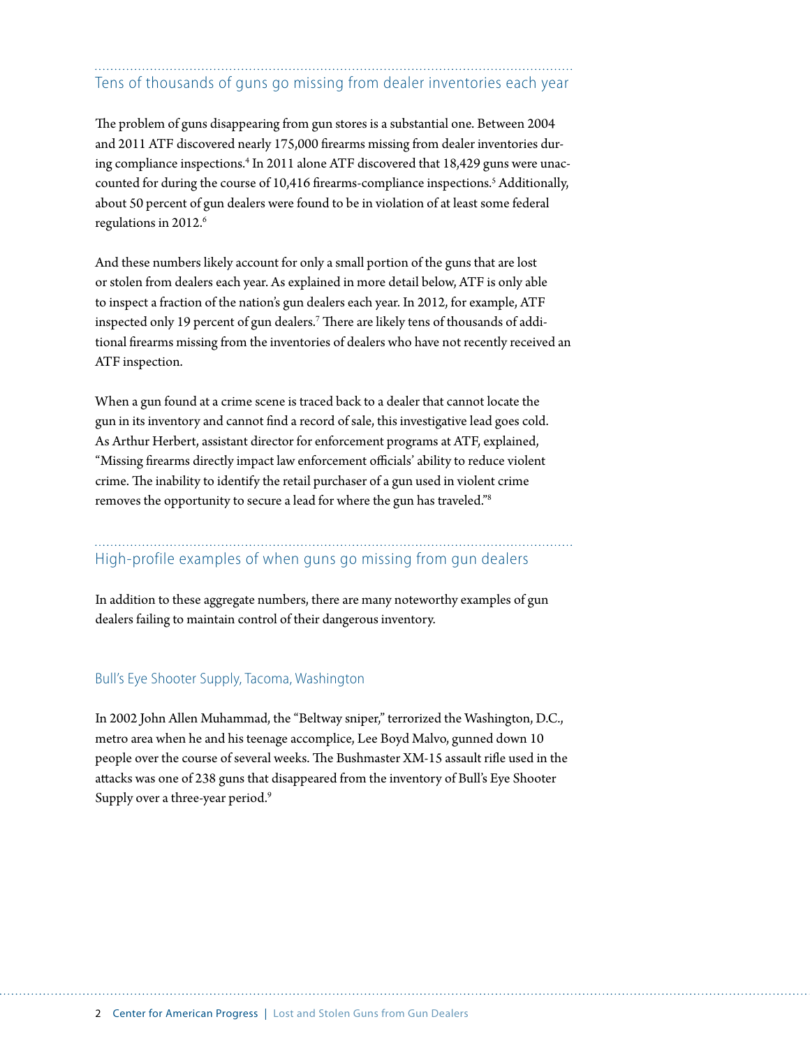## Tens of thousands of guns go missing from dealer inventories each year

The problem of guns disappearing from gun stores is a substantial one. Between 2004 and 2011 ATF discovered nearly 175,000 firearms missing from dealer inventories during compliance inspections.[4] In 2011 alone ATF discovered that 18,429 guns were unaccounted for during the course of 10,416 firearms-compliance inspections.[5] Additionally, about 50 percent of gun dealers were found to be in violation of at least some federal regulations in 2012.[6]

And these numbers likely account for only a small portion of the guns that are lost or stolen from dealers each year. As explained in more detail below, ATF is only able to inspect a fraction of the nation's gun dealers each year. In 2012, for example, ATF inspected only 19 percent of gun dealers.[7] There are likely tens of thousands of additional firearms missing from the inventories of dealers who have not recently received an ATF inspection.

When a gun found at a crime scene is traced back to a dealer that cannot locate the gun in its inventory and cannot find a record of sale, this investigative lead goes cold. As Arthur Herbert, assistant director for enforcement programs at ATF, explained, "Missing firearms directly impact law enforcement officials' ability to reduce violent crime. The inability to identify the retail purchaser of a gun used in violent crime removes the opportunity to secure a lead for where the gun has traveled."[8]

## High-profile examples of when guns go missing from gun dealers

In addition to these aggregate numbers, there are many noteworthy examples of gun dealers failing to maintain control of their dangerous inventory.

### Bull's Eye Shooter Supply, Tacoma, Washington

In 2002 John Allen Muhammad, the "Beltway sniper," terrorized the Washington, D.C., metro area when he and his teenage accomplice, Lee Boyd Malvo, gunned down 10 people over the course of several weeks. The Bushmaster XM-15 assault rifle used in the attacks was one of 238 guns that disappeared from the inventory of Bull's Eye Shooter Supply over a three-year period.[9]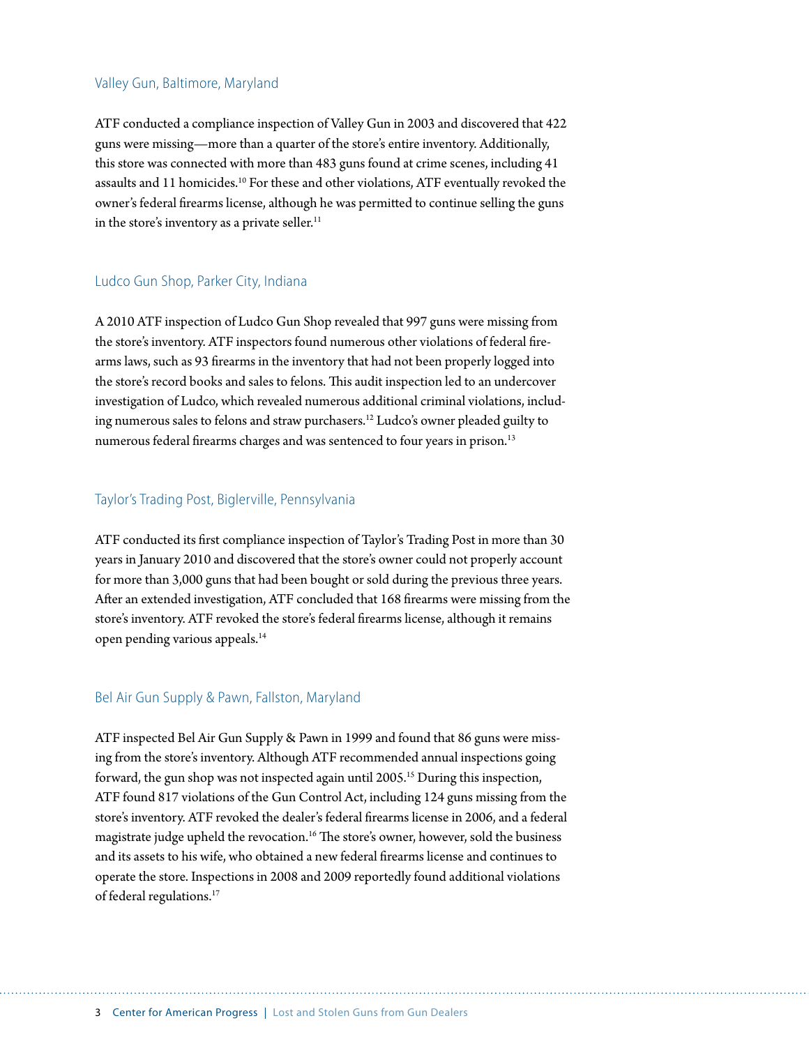## Valley Gun, Baltimore, Maryland

ATF conducted a compliance inspection of Valley Gun in 2003 and discovered that 422 guns were missing—more than a quarter of the store's entire inventory. Additionally, this store was connected with more than 483 guns found at crime scenes, including 41 assaults and 11 homicides.[10] For these and other violations, ATF eventually revoked the owner's federal firearms license, although he was permitted to continue selling the guns in the store's inventory as a private seller.[11]

## Ludco Gun Shop, Parker City, Indiana

A 2010 ATF inspection of Ludco Gun Shop revealed that 997 guns were missing from the store's inventory. ATF inspectors found numerous other violations of federal firearms laws, such as 93 firearms in the inventory that had not been properly logged into the store's record books and sales to felons. This audit inspection led to an undercover investigation of Ludco, which revealed numerous additional criminal violations, including numerous sales to felons and straw purchasers.[12] Ludco's owner pleaded guilty to numerous federal firearms charges and was sentenced to four years in prison.[13]

## Taylor's Trading Post, Biglerville, Pennsylvania

ATF conducted its first compliance inspection of Taylor's Trading Post in more than 30 years in January 2010 and discovered that the store's owner could not properly account for more than 3,000 guns that had been bought or sold during the previous three years. After an extended investigation, ATF concluded that 168 firearms were missing from the store's inventory. ATF revoked the store's federal firearms license, although it remains open pending various appeals.[14]

## Bel Air Gun Supply & Pawn, Fallston, Maryland

ATF inspected Bel Air Gun Supply & Pawn in 1999 and found that 86 guns were missing from the store's inventory. Although ATF recommended annual inspections going forward, the gun shop was not inspected again until 2005.[15] During this inspection, ATF found 817 violations of the Gun Control Act, including 124 guns missing from the store's inventory. ATF revoked the dealer's federal firearms license in 2006, and a federal magistrate judge upheld the revocation.[16] The store's owner, however, sold the business and its assets to his wife, who obtained a new federal firearms license and continues to operate the store. Inspections in 2008 and 2009 reportedly found additional violations of federal regulations.[17]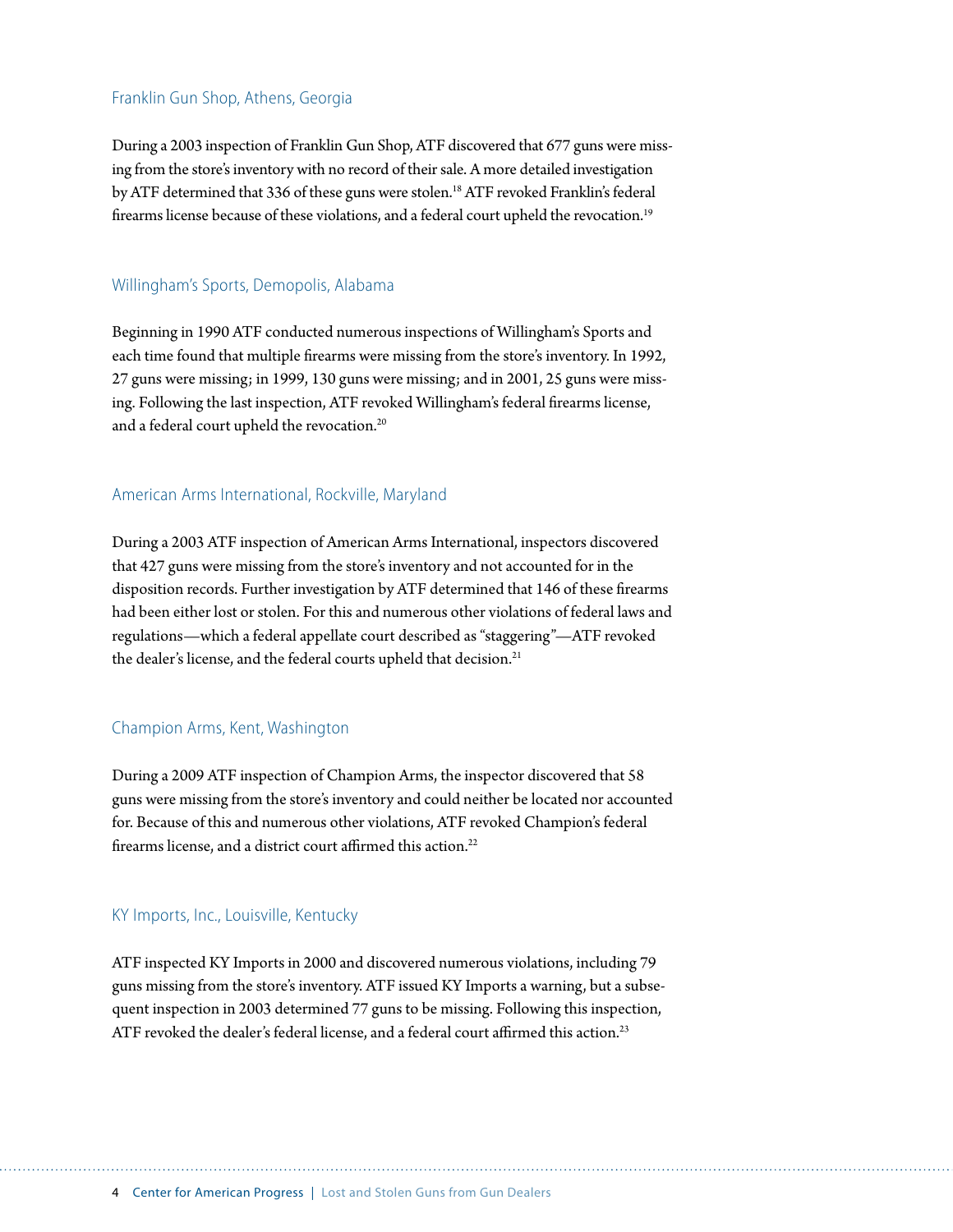### Franklin Gun Shop, Athens, Georgia

During a 2003 inspection of Franklin Gun Shop, ATF discovered that 677 guns were missing from the store's inventory with no record of their sale. A more detailed investigation by ATF determined that 336 of these guns were stolen.[18] ATF revoked Franklin's federal firearms license because of these violations, and a federal court upheld the revocation.[19]

### Willingham's Sports, Demopolis, Alabama

Beginning in 1990 ATF conducted numerous inspections of Willingham's Sports and each time found that multiple firearms were missing from the store's inventory. In 1992, 27 guns were missing; in 1999, 130 guns were missing; and in 2001, 25 guns were missing. Following the last inspection, ATF revoked Willingham's federal firearms license, and a federal court upheld the revocation.[20]

### American Arms International, Rockville, Maryland

During a 2003 ATF inspection of American Arms International, inspectors discovered that 427 guns were missing from the store's inventory and not accounted for in the disposition records. Further investigation by ATF determined that 146 of these firearms had been either lost or stolen. For this and numerous other violations of federal laws and regulations—which a federal appellate court described as "staggering"—ATF revoked the dealer's license, and the federal courts upheld that decision.[21]

### Champion Arms, Kent, Washington

During a 2009 ATF inspection of Champion Arms, the inspector discovered that 58 guns were missing from the store's inventory and could neither be located nor accounted for. Because of this and numerous other violations, ATF revoked Champion's federal firearms license, and a district court affirmed this action.[22]

### KY Imports, Inc., Louisville, Kentucky

ATF inspected KY Imports in 2000 and discovered numerous violations, including 79 guns missing from the store's inventory. ATF issued KY Imports a warning, but a subsequent inspection in 2003 determined 77 guns to be missing. Following this inspection, ATF revoked the dealer's federal license, and a federal court affirmed this action.[23]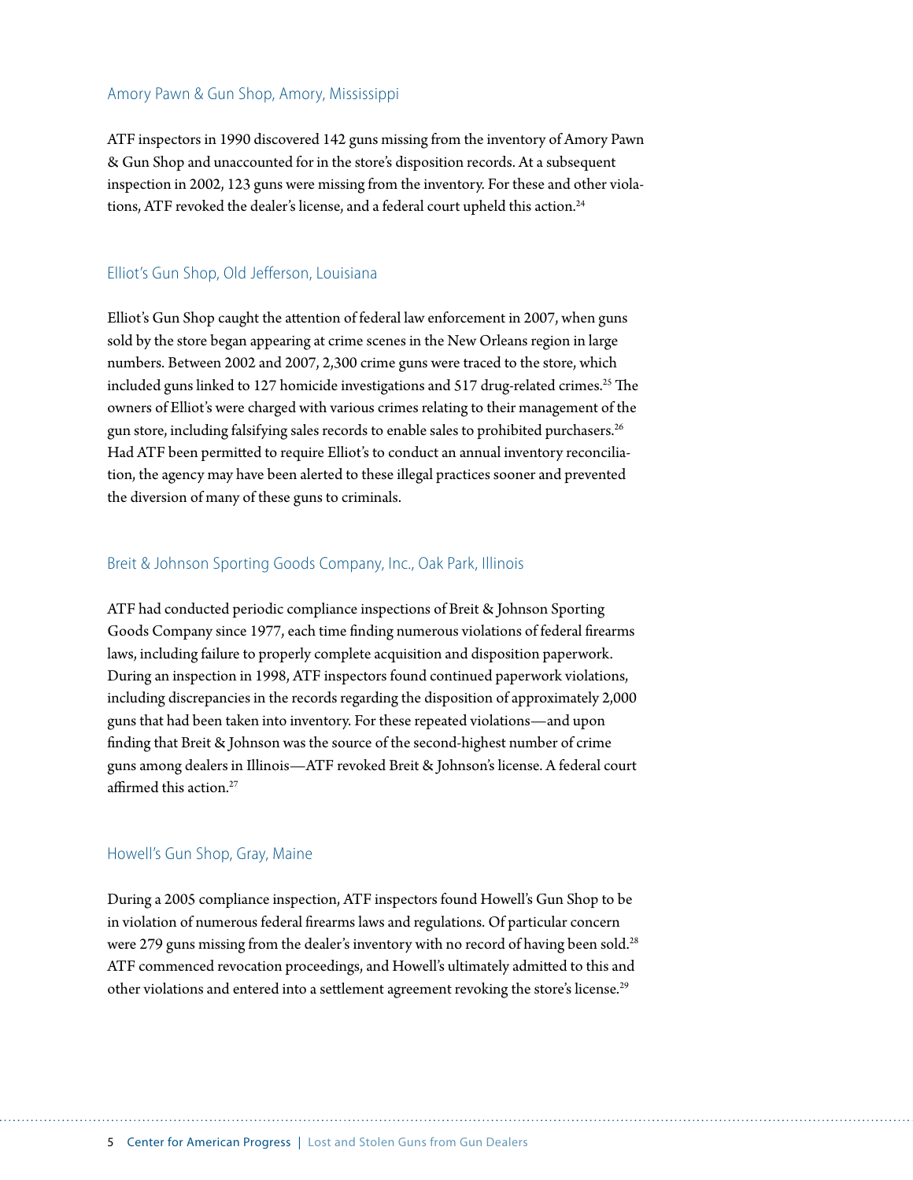### Amory Pawn & Gun Shop, Amory, Mississippi

ATF inspectors in 1990 discovered 142 guns missing from the inventory of Amory Pawn & Gun Shop and unaccounted for in the store's disposition records. At a subsequent inspection in 2002, 123 guns were missing from the inventory. For these and other violations, ATF revoked the dealer's license, and a federal court upheld this action.[24]

### Elliot's Gun Shop, Old Jefferson, Louisiana

Elliot's Gun Shop caught the attention of federal law enforcement in 2007, when guns sold by the store began appearing at crime scenes in the New Orleans region in large numbers. Between 2002 and 2007, 2,300 crime guns were traced to the store, which included guns linked to 127 homicide investigations and 517 drug-related crimes.[25] The owners of Elliot's were charged with various crimes relating to their management of the gun store, including falsifying sales records to enable sales to prohibited purchasers.[26] Had ATF been permitted to require Elliot's to conduct an annual inventory reconciliation, the agency may have been alerted to these illegal practices sooner and prevented the diversion of many of these guns to criminals.

### Breit & Johnson Sporting Goods Company, Inc., Oak Park, Illinois

ATF had conducted periodic compliance inspections of Breit & Johnson Sporting Goods Company since 1977, each time finding numerous violations of federal firearms laws, including failure to properly complete acquisition and disposition paperwork. During an inspection in 1998, ATF inspectors found continued paperwork violations, including discrepancies in the records regarding the disposition of approximately 2,000 guns that had been taken into inventory. For these repeated violations—and upon finding that Breit & Johnson was the source of the second-highest number of crime guns among dealers in Illinois—ATF revoked Breit & Johnson's license. A federal court affirmed this action.[27]

### Howell's Gun Shop, Gray, Maine

During a 2005 compliance inspection, ATF inspectors found Howell's Gun Shop to be in violation of numerous federal firearms laws and regulations. Of particular concern were 279 guns missing from the dealer's inventory with no record of having been sold.[28] ATF commenced revocation proceedings, and Howell's ultimately admitted to this and other violations and entered into a settlement agreement revoking the store's license.[29]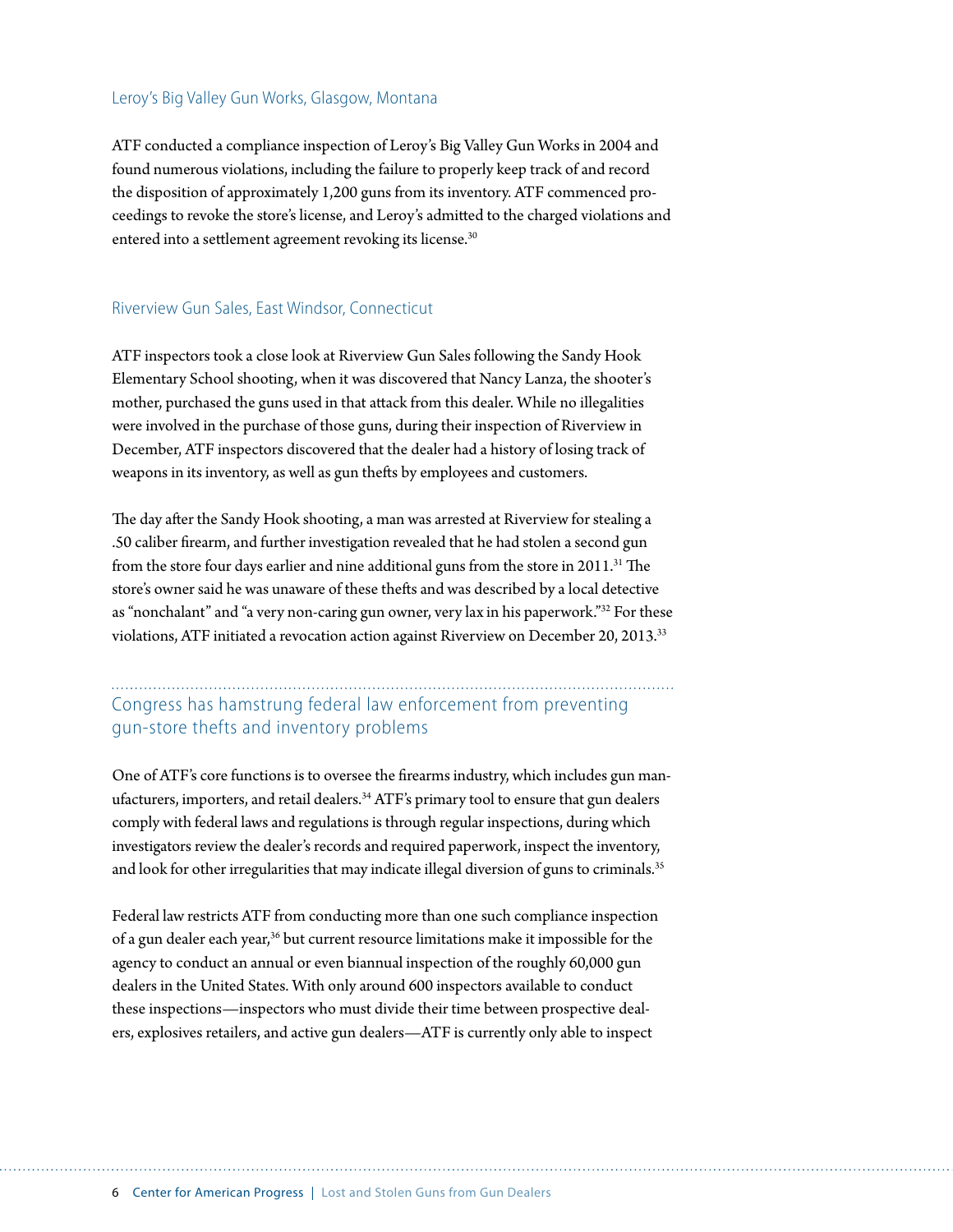### Leroy's Big Valley Gun Works, Glasgow, Montana

ATF conducted a compliance inspection of Leroy's Big Valley Gun Works in 2004 and found numerous violations, including the failure to properly keep track of and record the disposition of approximately 1,200 guns from its inventory. ATF commenced proceedings to revoke the store's license, and Leroy's admitted to the charged violations and entered into a settlement agreement revoking its license.[30]

### Riverview Gun Sales, East Windsor, Connecticut

ATF inspectors took a close look at Riverview Gun Sales following the Sandy Hook Elementary School shooting, when it was discovered that Nancy Lanza, the shooter's mother, purchased the guns used in that attack from this dealer. While no illegalities were involved in the purchase of those guns, during their inspection of Riverview in December, ATF inspectors discovered that the dealer had a history of losing track of weapons in its inventory, as well as gun thefts by employees and customers.

The day after the Sandy Hook shooting, a man was arrested at Riverview for stealing a .50 caliber firearm, and further investigation revealed that he had stolen a second gun from the store four days earlier and nine additional guns from the store in 2011.[31] The store's owner said he was unaware of these thefts and was described by a local detective as "nonchalant" and "a very non-caring gun owner, very lax in his paperwork."[32] For these violations, ATF initiated a revocation action against Riverview on December 20, 2013.[33]

## Congress has hamstrung federal law enforcement from preventing gun-store thefts and inventory problems

One of ATF's core functions is to oversee the firearms industry, which includes gun manufacturers, importers, and retail dealers.[34] ATF's primary tool to ensure that gun dealers comply with federal laws and regulations is through regular inspections, during which investigators review the dealer's records and required paperwork, inspect the inventory, and look for other irregularities that may indicate illegal diversion of guns to criminals.[35]

Federal law restricts ATF from conducting more than one such compliance inspection of a gun dealer each year,[36] but current resource limitations make it impossible for the agency to conduct an annual or even biannual inspection of the roughly 60,000 gun dealers in the United States. With only around 600 inspectors available to conduct these inspections—inspectors who must divide their time between prospective dealers, explosives retailers, and active gun dealers—ATF is currently only able to inspect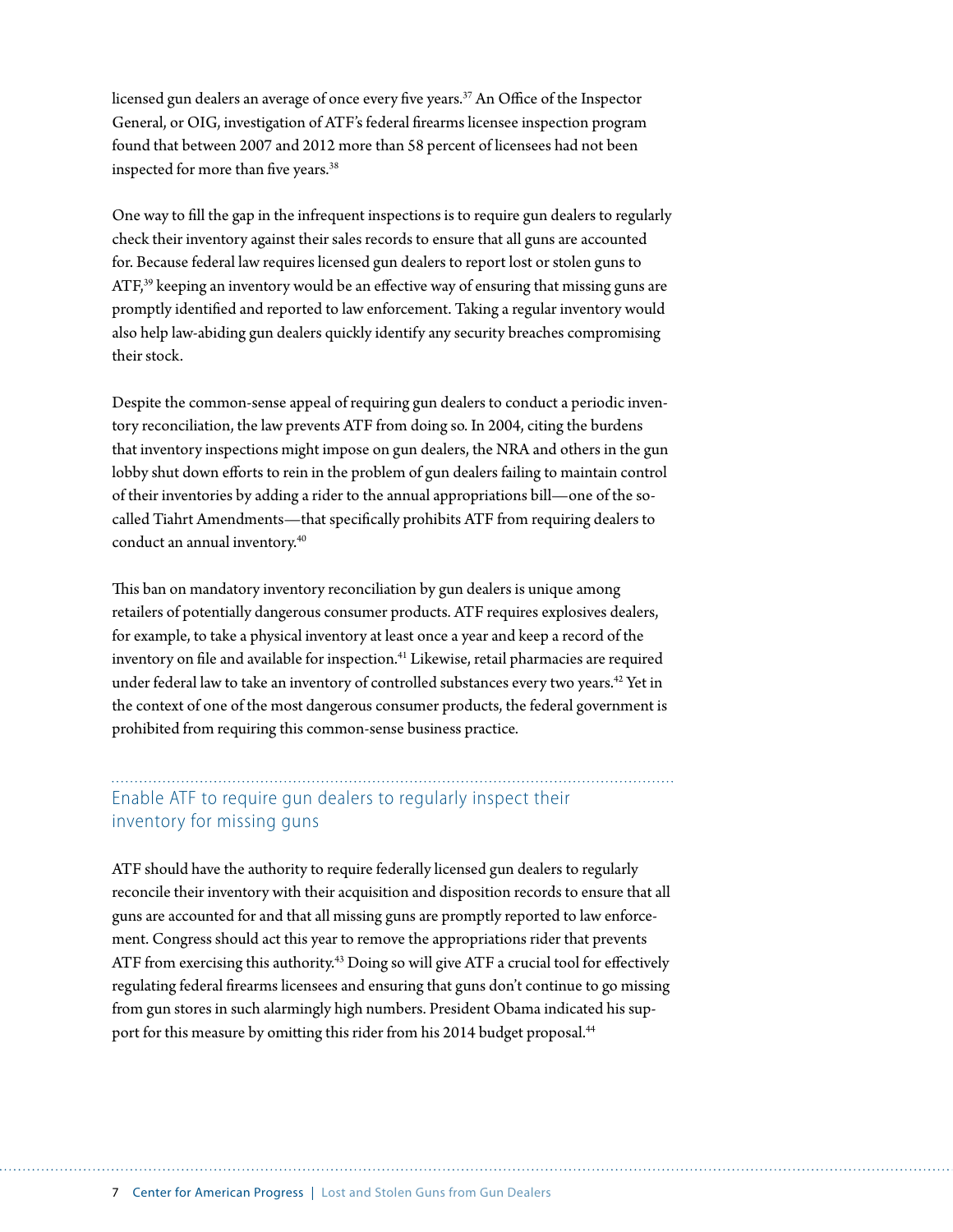licensed gun dealers an average of once every five years.[37] An Office of the Inspector General, or OIG, investigation of ATF's federal firearms licensee inspection program found that between 2007 and 2012 more than 58 percent of licensees had not been inspected for more than five years.[38]

One way to fill the gap in the infrequent inspections is to require gun dealers to regularly check their inventory against their sales records to ensure that all guns are accounted for. Because federal law requires licensed gun dealers to report lost or stolen guns to ATF,[39] keeping an inventory would be an effective way of ensuring that missing guns are promptly identified and reported to law enforcement. Taking a regular inventory would also help law-abiding gun dealers quickly identify any security breaches compromising their stock.

Despite the common-sense appeal of requiring gun dealers to conduct a periodic inventory reconciliation, the law prevents ATF from doing so. In 2004, citing the burdens that inventory inspections might impose on gun dealers, the NRA and others in the gun lobby shut down efforts to rein in the problem of gun dealers failing to maintain control of their inventories by adding a rider to the annual appropriations bill—one of the so-called Tiahrt Amendments—that specifically prohibits ATF from requiring dealers to conduct an annual inventory.[40]

This ban on mandatory inventory reconciliation by gun dealers is unique among retailers of potentially dangerous consumer products. ATF requires explosives dealers, for example, to take a physical inventory at least once a year and keep a record of the inventory on file and available for inspection.[41] Likewise, retail pharmacies are required under federal law to take an inventory of controlled substances every two years.[42] Yet in the context of one of the most dangerous consumer products, the federal government is prohibited from requiring this common-sense business practice.

## Enable ATF to require gun dealers to regularly inspect their inventory for missing guns

ATF should have the authority to require federally licensed gun dealers to regularly reconcile their inventory with their acquisition and disposition records to ensure that all guns are accounted for and that all missing guns are promptly reported to law enforcement. Congress should act this year to remove the appropriations rider that prevents ATF from exercising this authority.[43] Doing so will give ATF a crucial tool for effectively regulating federal firearms licensees and ensuring that guns don't continue to go missing from gun stores in such alarmingly high numbers. President Obama indicated his support for this measure by omitting this rider from his 2014 budget proposal.[44]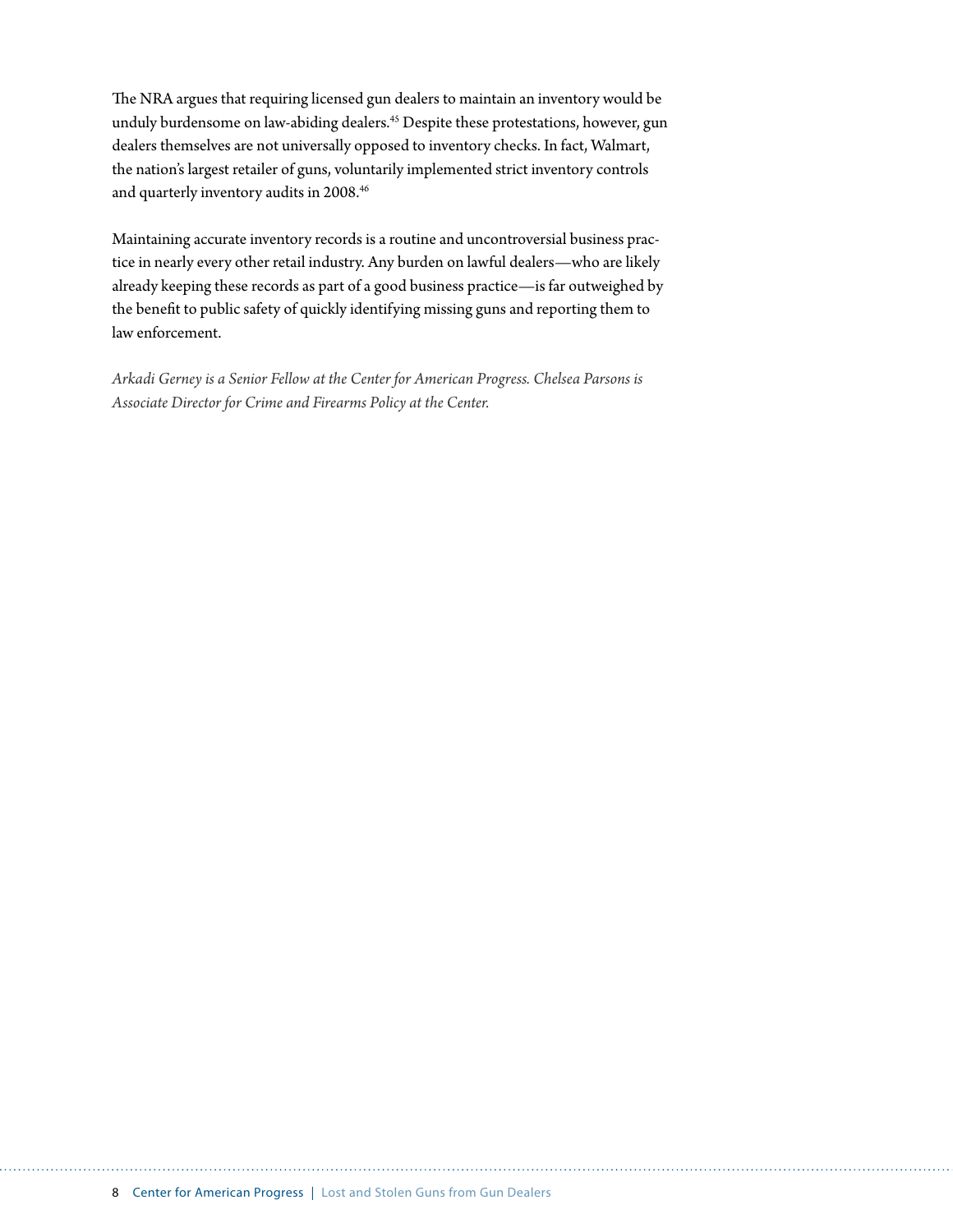The NRA argues that requiring licensed gun dealers to maintain an inventory would be unduly burdensome on law-abiding dealers.[45] Despite these protestations, however, gun dealers themselves are not universally opposed to inventory checks. In fact, Walmart, the nation's largest retailer of guns, voluntarily implemented strict inventory controls and quarterly inventory audits in 2008.[46]

Maintaining accurate inventory records is a routine and uncontroversial business practice in nearly every other retail industry. Any burden on lawful dealers—who are likely already keeping these records as part of a good business practice—is far outweighed by the benefit to public safety of quickly identifying missing guns and reporting them to law enforcement.

*Arkadi Gerney is a Senior Fellow at the Center for American Progress. Chelsea Parsons is Associate Director for Crime and Firearms Policy at the Center.*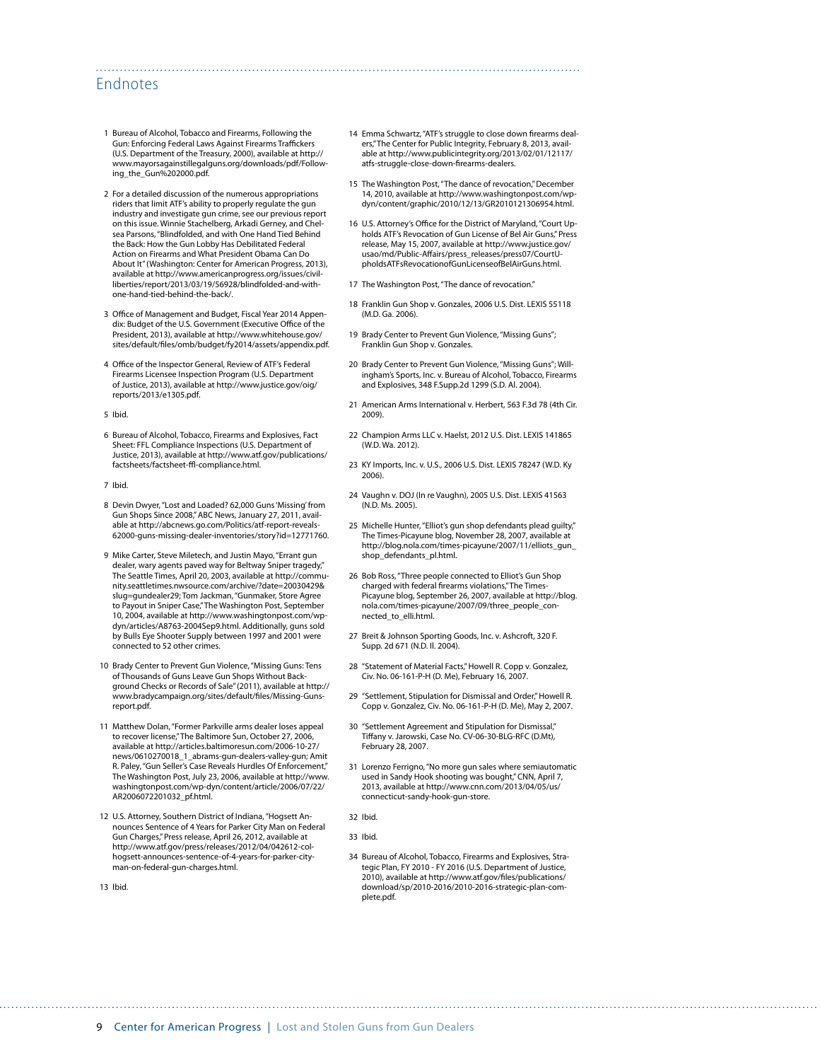# Endnotes

1. Bureau of Alcohol, Tobacco and Firearms, Following the Gun: Enforcing Federal Laws Against Firearms Traffickers (U.S. Department of the Treasury, 2000), available at http://www.mayorsagainstillegalguns.org/downloads/pdf/Following_the_Gun%202000.pdf.

2. For a detailed discussion of the numerous appropriations riders that limit ATF's ability to properly regulate the gun industry and investigate gun crime, see our previous report on this issue. Winnie Stachelberg, Arkadi Gerney, and Chelsea Parsons, "Blindfolded, and with One Hand Tied Behind the Back: How the Gun Lobby Has Debilitated Federal Action on Firearms and What President Obama Can Do About It" (Washington: Center for American Progress, 2013), available at http://www.americanprogress.org/issues/civil-liberties/report/2013/03/19/56928/blindfolded-and-with-one-hand-tied-behind-the-back/.

3. Office of Management and Budget, Fiscal Year 2014 Appendix: Budget of the U.S. Government (Executive Office of the President, 2013), available at http://www.whitehouse.gov/sites/default/files/omb/budget/fy2014/assets/appendix.pdf.

4. Office of the Inspector General, Review of ATF's Federal Firearms Licensee Inspection Program (U.S. Department of Justice, 2013), available at http://www.justice.gov/oig/reports/2013/e1305.pdf.

5. Ibid.

6. Bureau of Alcohol, Tobacco, Firearms and Explosives, Fact Sheet: FFL Compliance Inspections (U.S. Department of Justice, 2013), available at http://www.atf.gov/publications/factsheets/factsheet-ffl-compliance.html.

7. Ibid.

8. Devin Dwyer, "Lost and Loaded? 62,000 Guns 'Missing' from Gun Shops Since 2008," ABC News, January 27, 2011, available at http://abcnews.go.com/Politics/atf-report-reveals-62000-guns-missing-dealer-inventories/story?id=12771760.

9. Mike Carter, Steve Miletech, and Justin Mayo, "Errant gun dealer, wary agents paved way for Beltway Sniper tragedy," The Seattle Times, April 20, 2003, available at http://community.seattletimes.nwsource.com/archive/?date=20030429&slug=gundealer29; Tom Jackman, "Gunmaker, Store Agree to Payout in Sniper Case," The Washington Post, September 10, 2004, available at http://www.washingtonpost.com/wp-dyn/articles/A8763-2004Sep9.html. Additionally, guns sold by Bulls Eye Shooter Supply between 1997 and 2001 were connected to 52 other crimes.

10. Brady Center to Prevent Gun Violence, "Missing Guns: Tens of Thousands of Guns Leave Gun Shops Without Background Checks or Records of Sale" (2011), available at http://www.bradycampaign.org/sites/default/files/Missing-Guns-report.pdf.

11. Matthew Dolan, "Former Parkville arms dealer loses appeal to recover license," The Baltimore Sun, October 27, 2006, available at http://articles.baltimoresun.com/2006-10-27/news/0610270018_1_abrams-gun-dealers-valley-gun; Amit R. Paley, "Gun Seller's Case Reveals Hurdles Of Enforcement," The Washington Post, July 23, 2006, available at http://www.washingtonpost.com/wp-dyn/content/article/2006/07/22/AR2006072201032_pf.html.

12. U.S. Attorney, Southern District of Indiana, "Hogsett Announces Sentence of 4 Years for Parker City Man on Federal Gun Charges," Press release, April 26, 2012, available at http://www.atf.gov/press/releases/2012/04/042612-col-hogsett-announces-sentence-of-4-years-for-parker-city-man-on-federal-gun-charges.html.

13. Ibid.

14. Emma Schwartz, "ATF's struggle to close down firearms dealers," The Center for Public Integrity, February 8, 2013, available at http://www.publicintegrity.org/2013/02/01/12117/atfs-struggle-close-down-firearms-dealers.

15. The Washington Post, "The dance of revocation," December 14, 2010, available at http://www.washingtonpost.com/wp-dyn/content/graphic/2010/12/13/GR2010121306954.html.

16. U.S. Attorney's Office for the District of Maryland, "Court Upholds ATF's Revocation of Gun License of Bel Air Guns," Press release, May 15, 2007, available at http://www.justice.gov/usao/md/Public-Affairs/press_releases/press07/CourtUpholdsATFsRevocationofGunLicenseofBelAirGuns.html.

17. The Washington Post, "The dance of revocation."

18. Franklin Gun Shop v. Gonzales, 2006 U.S. Dist. LEXIS 55118 (M.D. Ga. 2006).

19. Brady Center to Prevent Gun Violence, "Missing Guns"; Franklin Gun Shop v. Gonzales.

20. Brady Center to Prevent Gun Violence, "Missing Guns"; Willingham's Sports, Inc. v. Bureau of Alcohol, Tobacco, Firearms and Explosives, 348 F.Supp.2d 1299 (S.D. Al. 2004).

21. American Arms International v. Herbert, 563 F.3d 78 (4th Cir. 2009).

22. Champion Arms LLC v. Haelst, 2012 U.S. Dist. LEXIS 141865 (W.D. Wa. 2012).

23. KY Imports, Inc. v. U.S., 2006 U.S. Dist. LEXIS 78247 (W.D. Ky 2006).

24. Vaughn v. DOJ (In re Vaughn), 2005 U.S. Dist. LEXIS 41563 (N.D. Ms. 2005).

25. Michelle Hunter, "Elliot's gun shop defendants plead guilty," The Times-Picayune blog, November 28, 2007, available at http://blog.nola.com/times-picayune/2007/11/elliots_gun_shop_defendants_pl.html.

26. Bob Ross, "Three people connected to Elliot's Gun Shop charged with federal firearms violations," The Times-Picayune blog, September 26, 2007, available at http://blog.nola.com/times-picayune/2007/09/three_people_connected_to_elli.html.

27. Breit & Johnson Sporting Goods, Inc. v. Ashcroft, 320 F. Supp. 2d 671 (N.D. Il. 2004).

28. "Statement of Material Facts," Howell R. Copp v. Gonzalez, Civ. No. 06-161-P-H (D. Me), February 16, 2007.

29. "Settlement, Stipulation for Dismissal and Order," Howell R. Copp v. Gonzalez, Civ. No. 06-161-P-H (D. Me), May 2, 2007.

30. "Settlement Agreement and Stipulation for Dismissal," Tiffany v. Jarowski, Case No. CV-06-30-BLG-RFC (D.Mt), February 28, 2007.

31. Lorenzo Ferrigno, "No more gun sales where semiautomatic used in Sandy Hook shooting was bought," CNN, April 7, 2013, available at http://www.cnn.com/2013/04/05/us/connecticut-sandy-hook-gun-store.

32. Ibid.

33. Ibid.

34. Bureau of Alcohol, Tobacco, Firearms and Explosives, Strategic Plan, FY 2010 - FY 2016 (U.S. Department of Justice, 2010), available at http://www.atf.gov/files/publications/download/sp/2010-2016/2010-2016-strategic-plan-complete.pdf.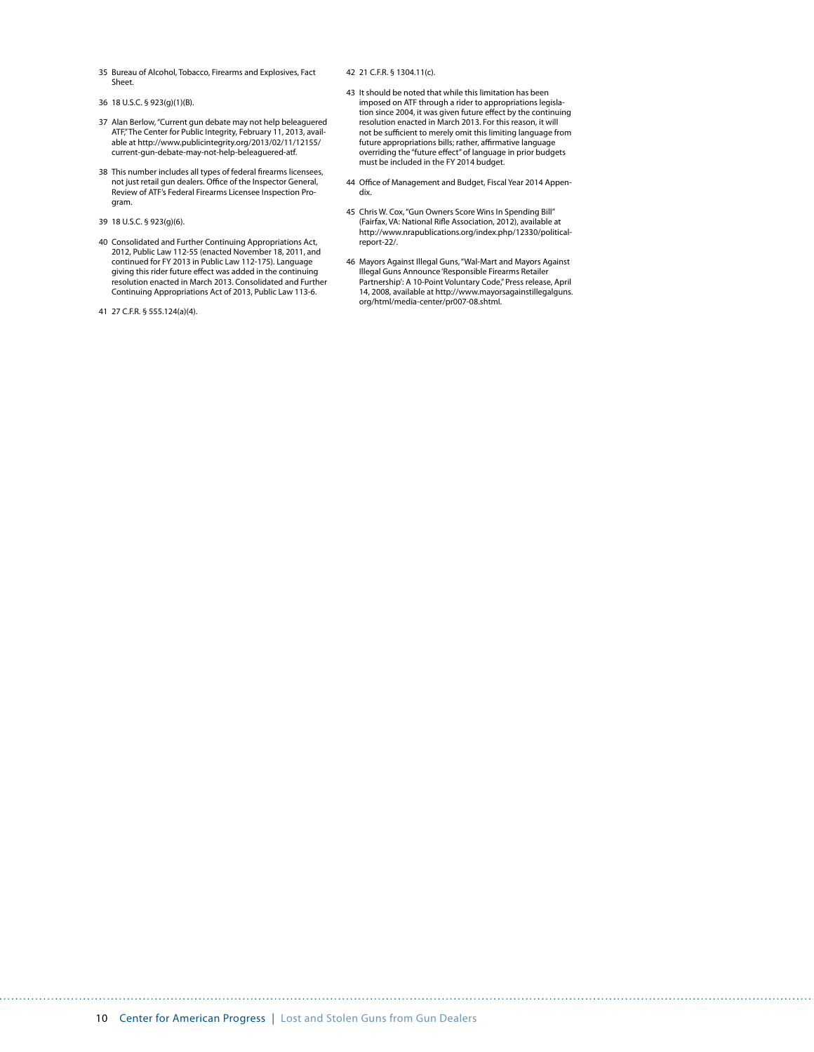35 Bureau of Alcohol, Tobacco, Firearms and Explosives, Fact Sheet.

36 18 U.S.C. § 923(g)(1)(B).

37 Alan Berlow, "Current gun debate may not help beleaguered ATF," The Center for Public Integrity, February 11, 2013, available at http://www.publicintegrity.org/2013/02/11/12155/current-gun-debate-may-not-help-beleaguered-atf.

38 This number includes all types of federal firearms licensees, not just retail gun dealers. Office of the Inspector General, Review of ATF's Federal Firearms Licensee Inspection Program.

39 18 U.S.C. § 923(g)(6).

40 Consolidated and Further Continuing Appropriations Act, 2012, Public Law 112-55 (enacted November 18, 2011, and continued for FY 2013 in Public Law 112-175). Language giving this rider future effect was added in the continuing resolution enacted in March 2013. Consolidated and Further Continuing Appropriations Act of 2013, Public Law 113-6.

41 27 C.F.R. § 555.124(a)(4).

42 21 C.F.R. § 1304.11(c).

43 It should be noted that while this limitation has been imposed on ATF through a rider to appropriations legislation since 2004, it was given future effect by the continuing resolution enacted in March 2013. For this reason, it will not be sufficient to merely omit this limiting language from future appropriations bills; rather, affirmative language overriding the "future effect" of language in prior budgets must be included in the FY 2014 budget.

44 Office of Management and Budget, Fiscal Year 2014 Appendix.

45 Chris W. Cox, "Gun Owners Score Wins In Spending Bill" (Fairfax, VA: National Rifle Association, 2012), available at http://www.nrapublications.org/index.php/12330/political-report-22/.

46 Mayors Against Illegal Guns, "Wal-Mart and Mayors Against Illegal Guns Announce 'Responsible Firearms Retailer Partnership': A 10-Point Voluntary Code," Press release, April 14, 2008, available at http://www.mayorsagainstillegalguns.org/html/media-center/pr007-08.shtml.